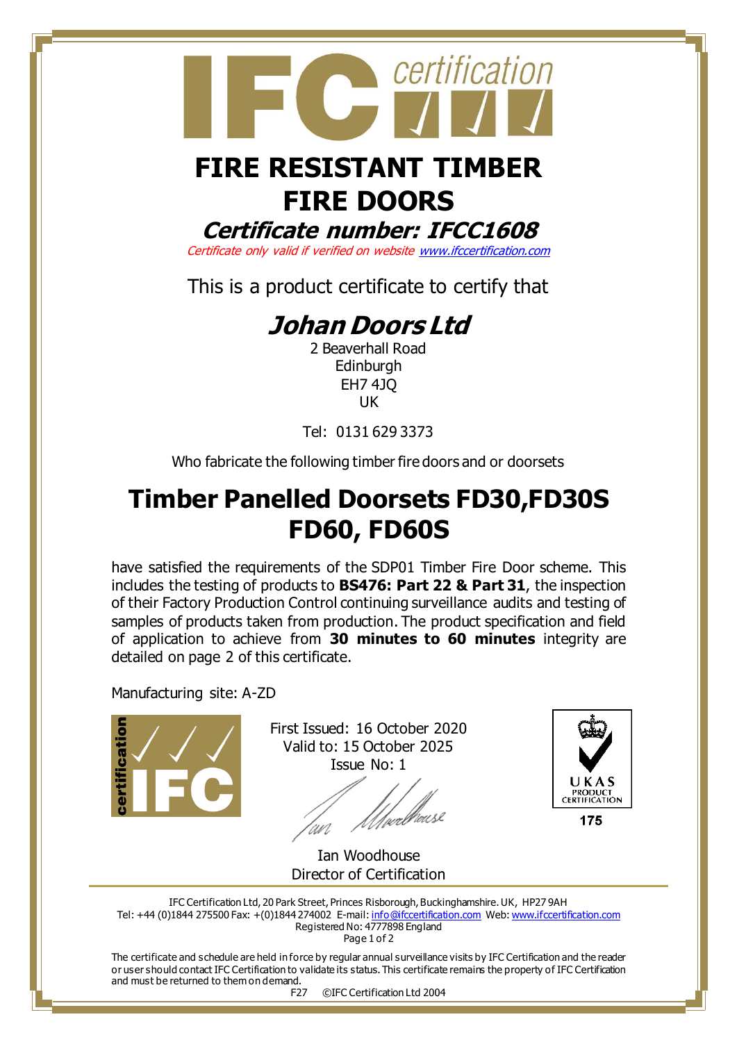# FIRE RESISTANT TIMBER FIRE DOORS

## *Certificate number: IFCC1608*

*Certificate only valid if verified on website [www.ifccertification.com](http://www.ifccertification.com)*

This is a product certificate to certify that

## *Johan Doors Ltd*

2 Beaverhall Road
Edinburgh
EH7 4JQ
UK

Tel: 0131 629 3373

Who fabricate the following timber fire doors and or doorsets

# Timber Panelled Doorsets FD30,FD30S FD60, FD60S

have satisfied the requirements of the SDP01 Timber Fire Door scheme. This includes the testing of products to **BS476: Part 22 & Part 31**, the inspection of their Factory Production Control continuing surveillance audits and testing of samples of products taken from production. The product specification and field of application to achieve from **30 minutes to 60 minutes** integrity are detailed on page 2 of this certificate.

Manufacturing site: A-ZD

First Issued: 16 October 2020
Valid to: 15 October 2025
Issue No: 1

Ian Woodhouse
Director of Certification

UKAS PRODUCT CERTIFICATION
175

IFC Certification Ltd, 20 Park Street, Princes Risborough, Buckinghamshire. UK, HP27 9AH
Tel: +44 (0)1844 275500 Fax: +(0)1844 274002 E-mail: [info@ifccertification.com](mailto:info@ifccertification.com) Web: [www.ifccertification.com](http://www.ifccertification.com)
Registered No: 4777898 England

The certificate and schedule are held in force by regular annual surveillance visits by IFC Certification and the reader or user should contact IFC Certification to validate its status. This certificate remains the property of IFC Certification and must be returned to them on demand.

F27 ©IFC Certification Ltd 2004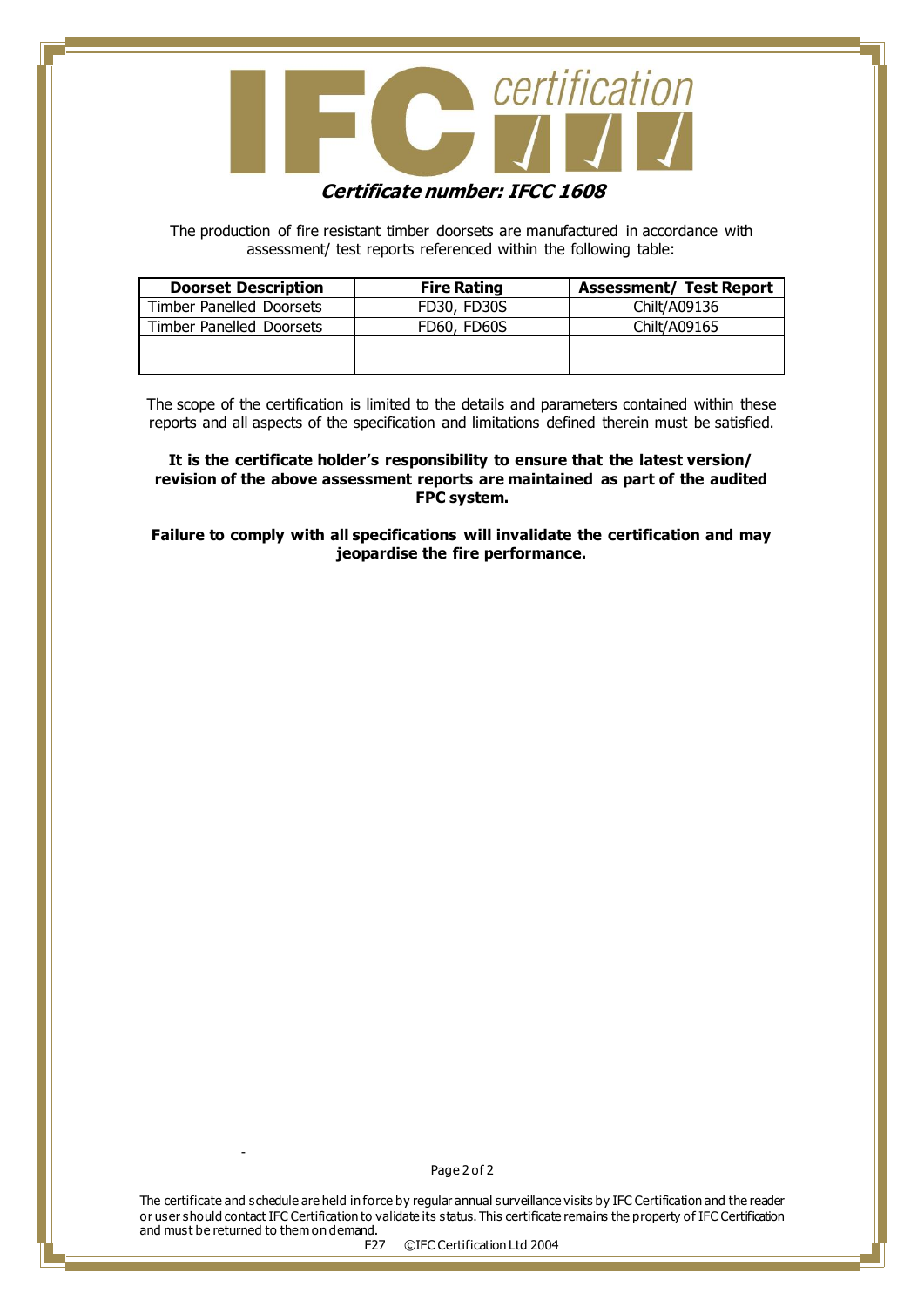IFC certification

**Certificate number: IFCC 1608**

The production of fire resistant timber doorsets are manufactured in accordance with assessment/ test reports referenced within the following table:

| Doorset Description | Fire Rating | Assessment/ Test Report |
|---|---|---|
| Timber Panelled Doorsets | FD30, FD30S | Chilt/A09136 |
| Timber Panelled Doorsets | FD60, FD60S | Chilt/A09165 |
| | | |
| | | |

The scope of the certification is limited to the details and parameters contained within these reports and all aspects of the specification and limitations defined therein must be satisfied.

**It is the certificate holder's responsibility to ensure that the latest version/ revision of the above assessment reports are maintained as part of the audited FPC system.**

**Failure to comply with all specifications will invalidate the certification and may jeopardise the fire performance.**

The certificate and schedule are held in force by regular annual surveillance visits by IFC Certification and the reader or user should contact IFC Certification to validate its status. This certificate remains the property of IFC Certification and must be returned to them on demand.

F27 ©IFC Certification Ltd 2004